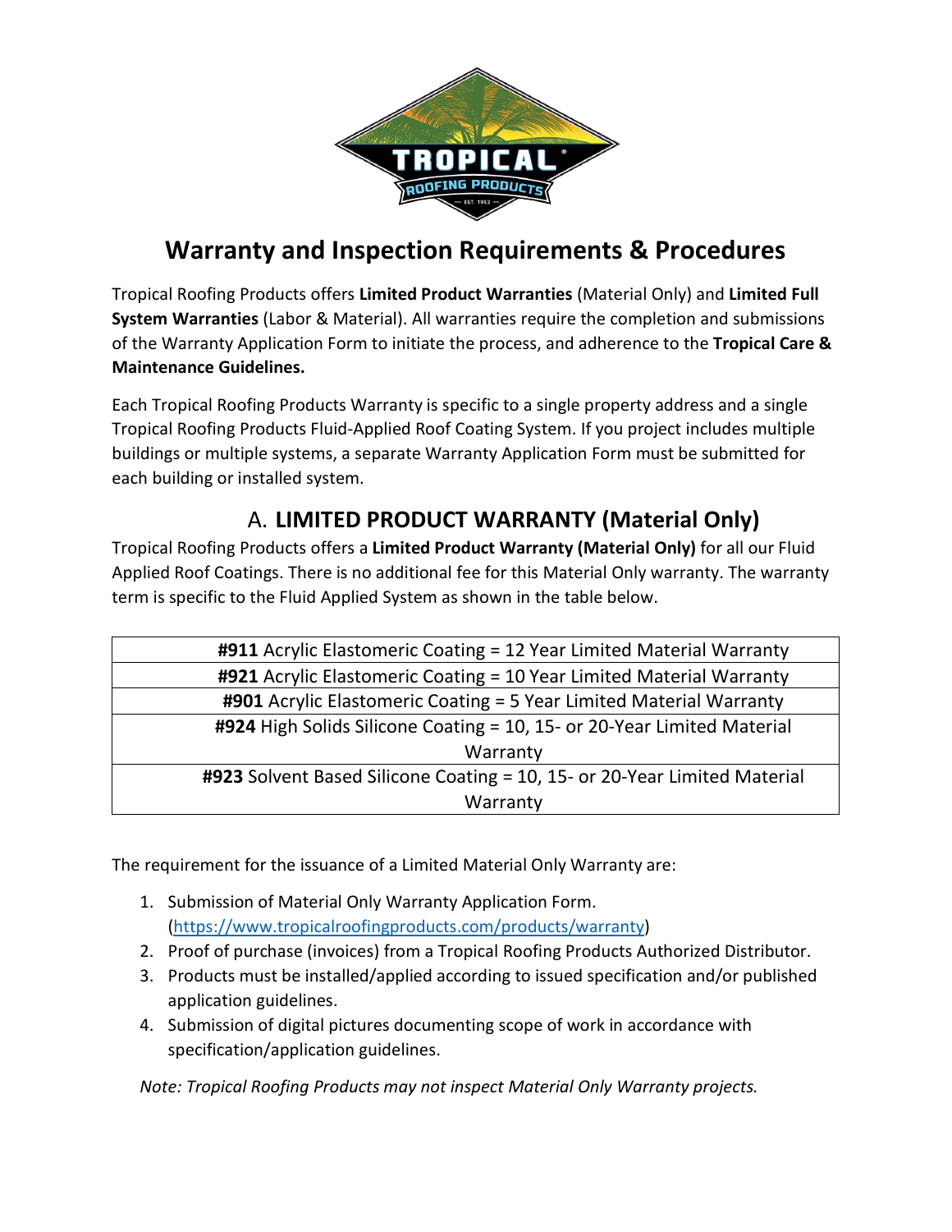# Warranty and Inspection Requirements & Procedures

Tropical Roofing Products offers **Limited Product Warranties** (Material Only) and **Limited Full System Warranties** (Labor & Material). All warranties require the completion and submissions of the Warranty Application Form to initiate the process, and adherence to the **Tropical Care & Maintenance Guidelines.**

Each Tropical Roofing Products Warranty is specific to a single property address and a single Tropical Roofing Products Fluid-Applied Roof Coating System. If you project includes multiple buildings or multiple systems, a separate Warranty Application Form must be submitted for each building or installed system.

## A. LIMITED PRODUCT WARRANTY (Material Only)

Tropical Roofing Products offers a **Limited Product Warranty (Material Only)** for all our Fluid Applied Roof Coatings. There is no additional fee for this Material Only warranty. The warranty term is specific to the Fluid Applied System as shown in the table below.

| |
|---|
| **#911** Acrylic Elastomeric Coating = 12 Year Limited Material Warranty |
| **#921** Acrylic Elastomeric Coating = 10 Year Limited Material Warranty |
| **#901** Acrylic Elastomeric Coating = 5 Year Limited Material Warranty |
| **#924** High Solids Silicone Coating = 10, 15- or 20-Year Limited Material Warranty |
| **#923** Solvent Based Silicone Coating = 10, 15- or 20-Year Limited Material Warranty |

The requirement for the issuance of a Limited Material Only Warranty are:

1. Submission of Material Only Warranty Application Form. (https://www.tropicalroofingproducts.com/products/warranty)
2. Proof of purchase (invoices) from a Tropical Roofing Products Authorized Distributor.
3. Products must be installed/applied according to issued specification and/or published application guidelines.
4. Submission of digital pictures documenting scope of work in accordance with specification/application guidelines.

*Note: Tropical Roofing Products may not inspect Material Only Warranty projects.*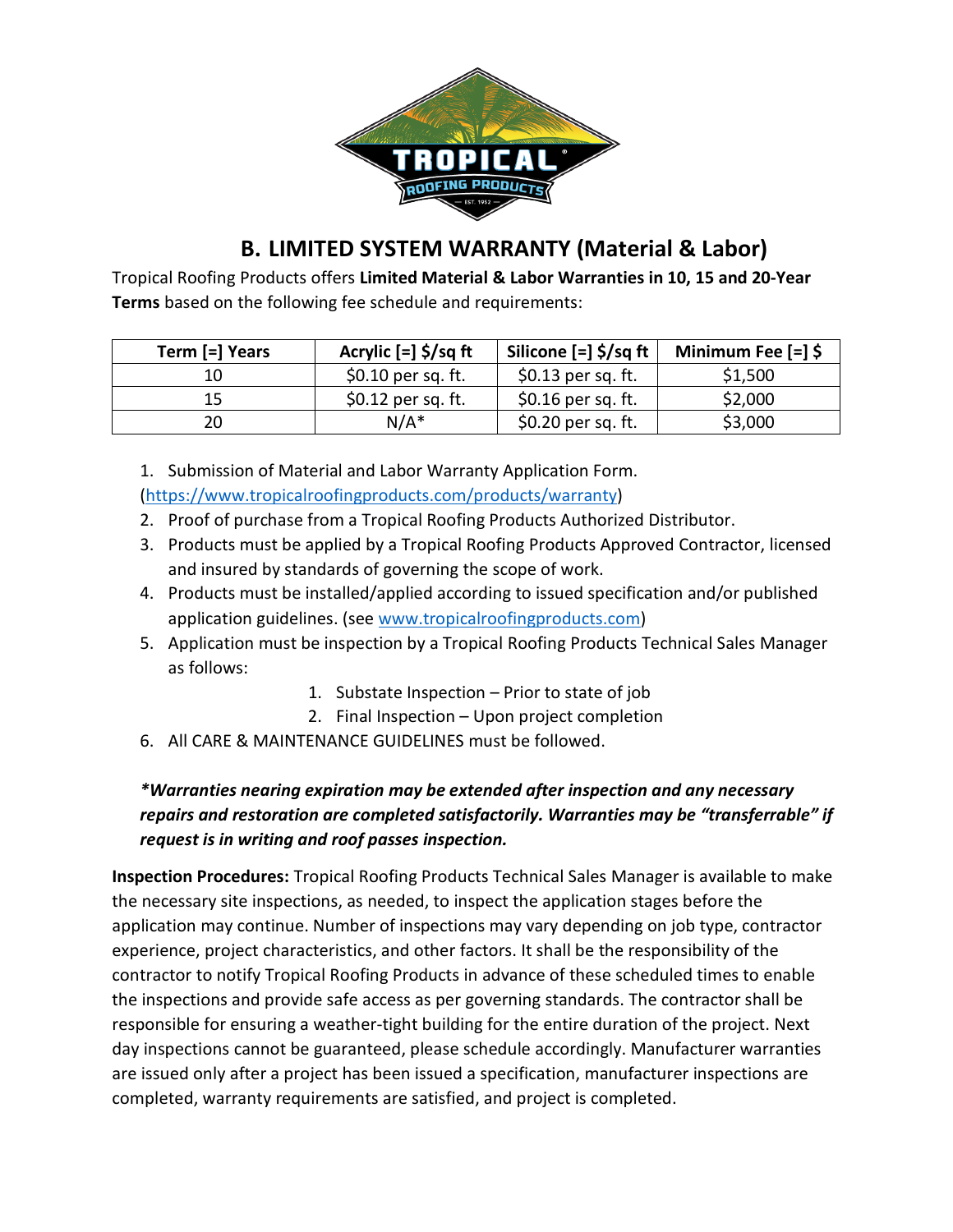## B. LIMITED SYSTEM WARRANTY (Material & Labor)

Tropical Roofing Products offers **Limited Material & Labor Warranties in 10, 15 and 20-Year Terms** based on the following fee schedule and requirements:

| Term [=] Years | Acrylic [=] $/sq ft | Silicone [=] $/sq ft | Minimum Fee [=] $ |
|---|---|---|---|
| 10 | $0.10 per sq. ft. | $0.13 per sq. ft. | $1,500 |
| 15 | $0.12 per sq. ft. | $0.16 per sq. ft. | $2,000 |
| 20 | N/A* | $0.20 per sq. ft. | $3,000 |

1. Submission of Material and Labor Warranty Application Form. (https://www.tropicalroofingproducts.com/products/warranty)
2. Proof of purchase from a Tropical Roofing Products Authorized Distributor.
3. Products must be applied by a Tropical Roofing Products Approved Contractor, licensed and insured by standards of governing the scope of work.
4. Products must be installed/applied according to issued specification and/or published application guidelines. (see www.tropicalroofingproducts.com)
5. Application must be inspection by a Tropical Roofing Products Technical Sales Manager as follows:
    1. Substate Inspection – Prior to state of job
    2. Final Inspection – Upon project completion
6. All CARE & MAINTENANCE GUIDELINES must be followed.

***Warranties nearing expiration may be extended after inspection and any necessary repairs and restoration are completed satisfactorily. Warranties may be "transferrable" if request is in writing and roof passes inspection.***

**Inspection Procedures:** Tropical Roofing Products Technical Sales Manager is available to make the necessary site inspections, as needed, to inspect the application stages before the application may continue. Number of inspections may vary depending on job type, contractor experience, project characteristics, and other factors. It shall be the responsibility of the contractor to notify Tropical Roofing Products in advance of these scheduled times to enable the inspections and provide safe access as per governing standards. The contractor shall be responsible for ensuring a weather-tight building for the entire duration of the project. Next day inspections cannot be guaranteed, please schedule accordingly. Manufacturer warranties are issued only after a project has been issued a specification, manufacturer inspections are completed, warranty requirements are satisfied, and project is completed.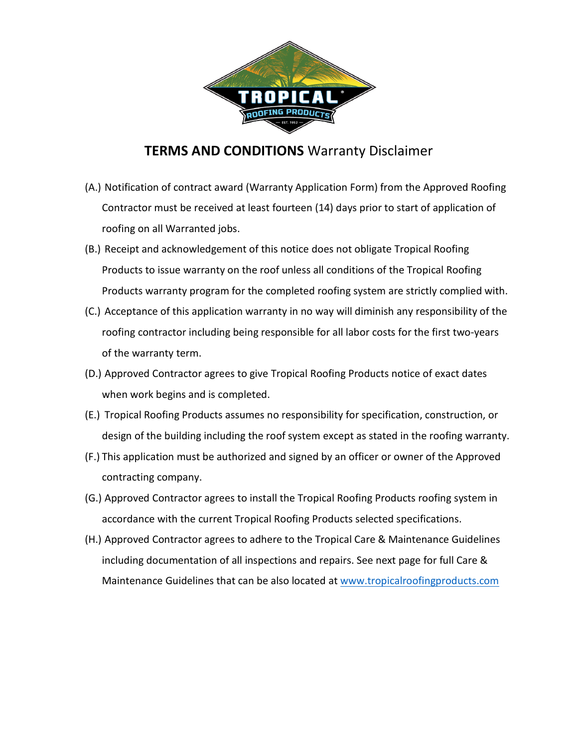# **TERMS AND CONDITIONS** Warranty Disclaimer

(A.) Notification of contract award (Warranty Application Form) from the Approved Roofing Contractor must be received at least fourteen (14) days prior to start of application of roofing on all Warranted jobs.

(B.) Receipt and acknowledgement of this notice does not obligate Tropical Roofing Products to issue warranty on the roof unless all conditions of the Tropical Roofing Products warranty program for the completed roofing system are strictly complied with.

(C.) Acceptance of this application warranty in no way will diminish any responsibility of the roofing contractor including being responsible for all labor costs for the first two-years of the warranty term.

(D.) Approved Contractor agrees to give Tropical Roofing Products notice of exact dates when work begins and is completed.

(E.) Tropical Roofing Products assumes no responsibility for specification, construction, or design of the building including the roof system except as stated in the roofing warranty.

(F.) This application must be authorized and signed by an officer or owner of the Approved contracting company.

(G.) Approved Contractor agrees to install the Tropical Roofing Products roofing system in accordance with the current Tropical Roofing Products selected specifications.

(H.) Approved Contractor agrees to adhere to the Tropical Care & Maintenance Guidelines including documentation of all inspections and repairs. See next page for full Care & Maintenance Guidelines that can be also located at [www.tropicalroofingproducts.com](http://www.tropicalroofingproducts.com)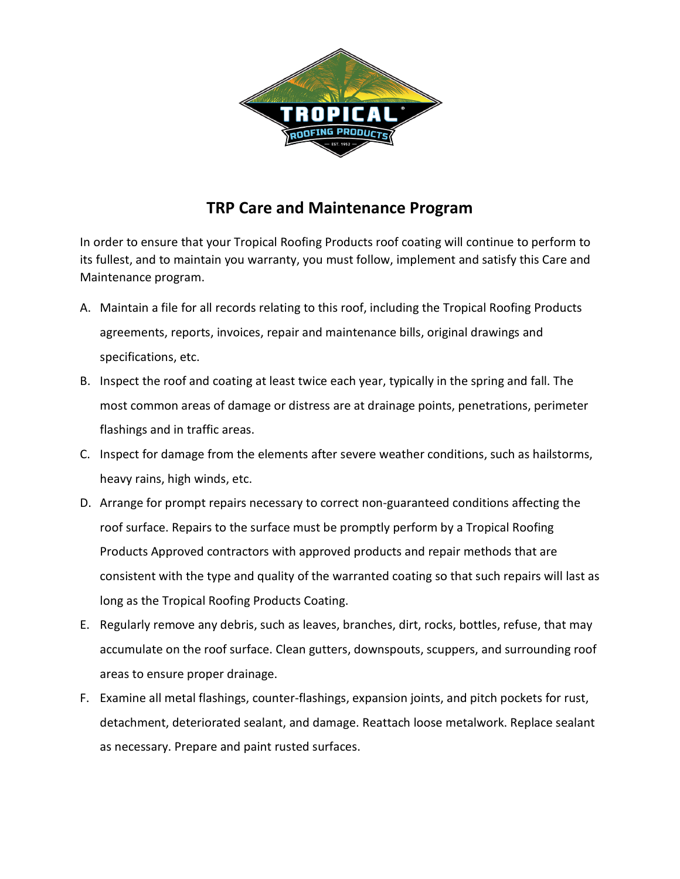# TRP Care and Maintenance Program

In order to ensure that your Tropical Roofing Products roof coating will continue to perform to its fullest, and to maintain you warranty, you must follow, implement and satisfy this Care and Maintenance program.

A. Maintain a file for all records relating to this roof, including the Tropical Roofing Products agreements, reports, invoices, repair and maintenance bills, original drawings and specifications, etc.

B. Inspect the roof and coating at least twice each year, typically in the spring and fall. The most common areas of damage or distress are at drainage points, penetrations, perimeter flashings and in traffic areas.

C. Inspect for damage from the elements after severe weather conditions, such as hailstorms, heavy rains, high winds, etc.

D. Arrange for prompt repairs necessary to correct non-guaranteed conditions affecting the roof surface. Repairs to the surface must be promptly perform by a Tropical Roofing Products Approved contractors with approved products and repair methods that are consistent with the type and quality of the warranted coating so that such repairs will last as long as the Tropical Roofing Products Coating.

E. Regularly remove any debris, such as leaves, branches, dirt, rocks, bottles, refuse, that may accumulate on the roof surface. Clean gutters, downspouts, scuppers, and surrounding roof areas to ensure proper drainage.

F. Examine all metal flashings, counter-flashings, expansion joints, and pitch pockets for rust, detachment, deteriorated sealant, and damage. Reattach loose metalwork. Replace sealant as necessary. Prepare and paint rusted surfaces.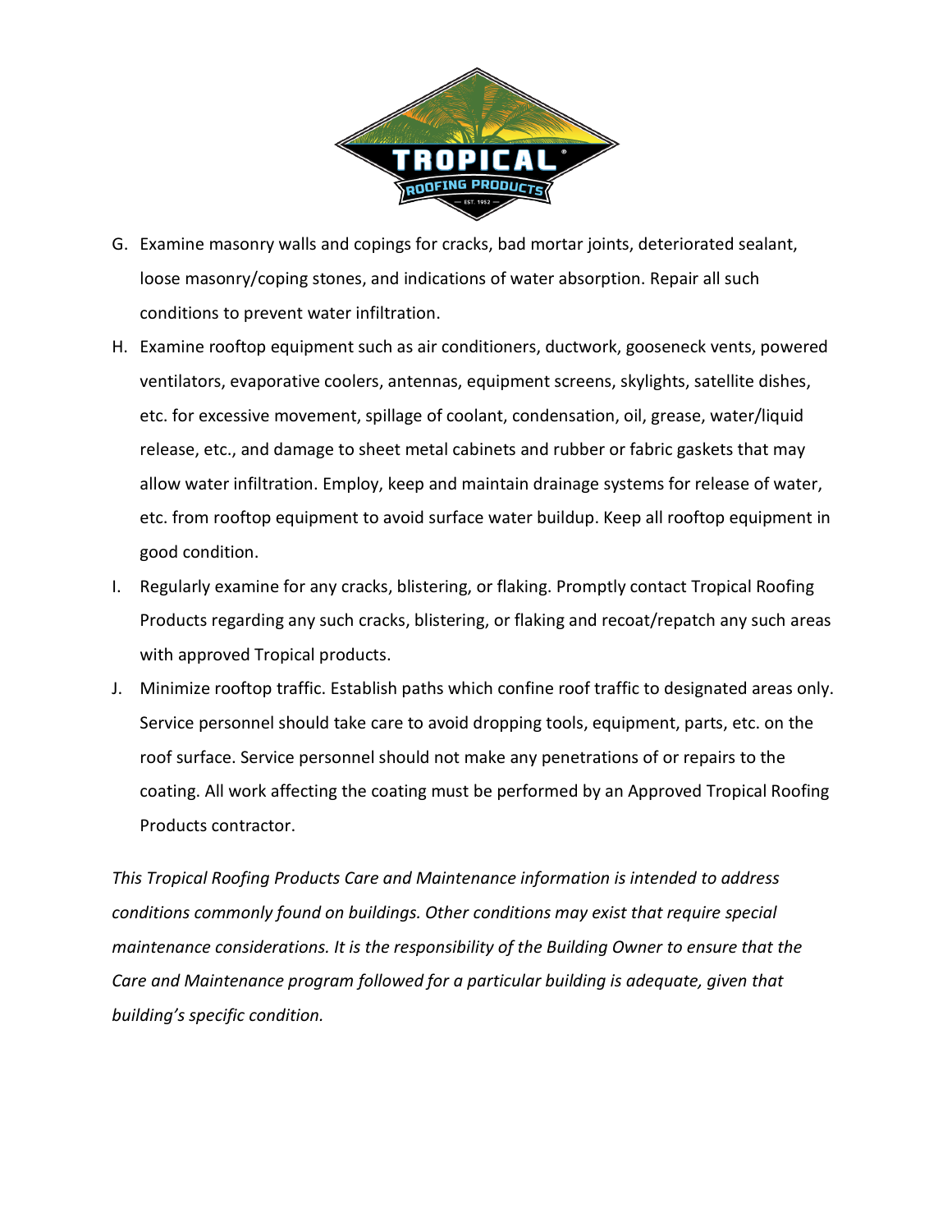G. Examine masonry walls and copings for cracks, bad mortar joints, deteriorated sealant, loose masonry/coping stones, and indications of water absorption. Repair all such conditions to prevent water infiltration.

H. Examine rooftop equipment such as air conditioners, ductwork, gooseneck vents, powered ventilators, evaporative coolers, antennas, equipment screens, skylights, satellite dishes, etc. for excessive movement, spillage of coolant, condensation, oil, grease, water/liquid release, etc., and damage to sheet metal cabinets and rubber or fabric gaskets that may allow water infiltration. Employ, keep and maintain drainage systems for release of water, etc. from rooftop equipment to avoid surface water buildup. Keep all rooftop equipment in good condition.

I. Regularly examine for any cracks, blistering, or flaking. Promptly contact Tropical Roofing Products regarding any such cracks, blistering, or flaking and recoat/repatch any such areas with approved Tropical products.

J. Minimize rooftop traffic. Establish paths which confine roof traffic to designated areas only. Service personnel should take care to avoid dropping tools, equipment, parts, etc. on the roof surface. Service personnel should not make any penetrations of or repairs to the coating. All work affecting the coating must be performed by an Approved Tropical Roofing Products contractor.

*This Tropical Roofing Products Care and Maintenance information is intended to address conditions commonly found on buildings. Other conditions may exist that require special maintenance considerations. It is the responsibility of the Building Owner to ensure that the Care and Maintenance program followed for a particular building is adequate, given that building's specific condition.*